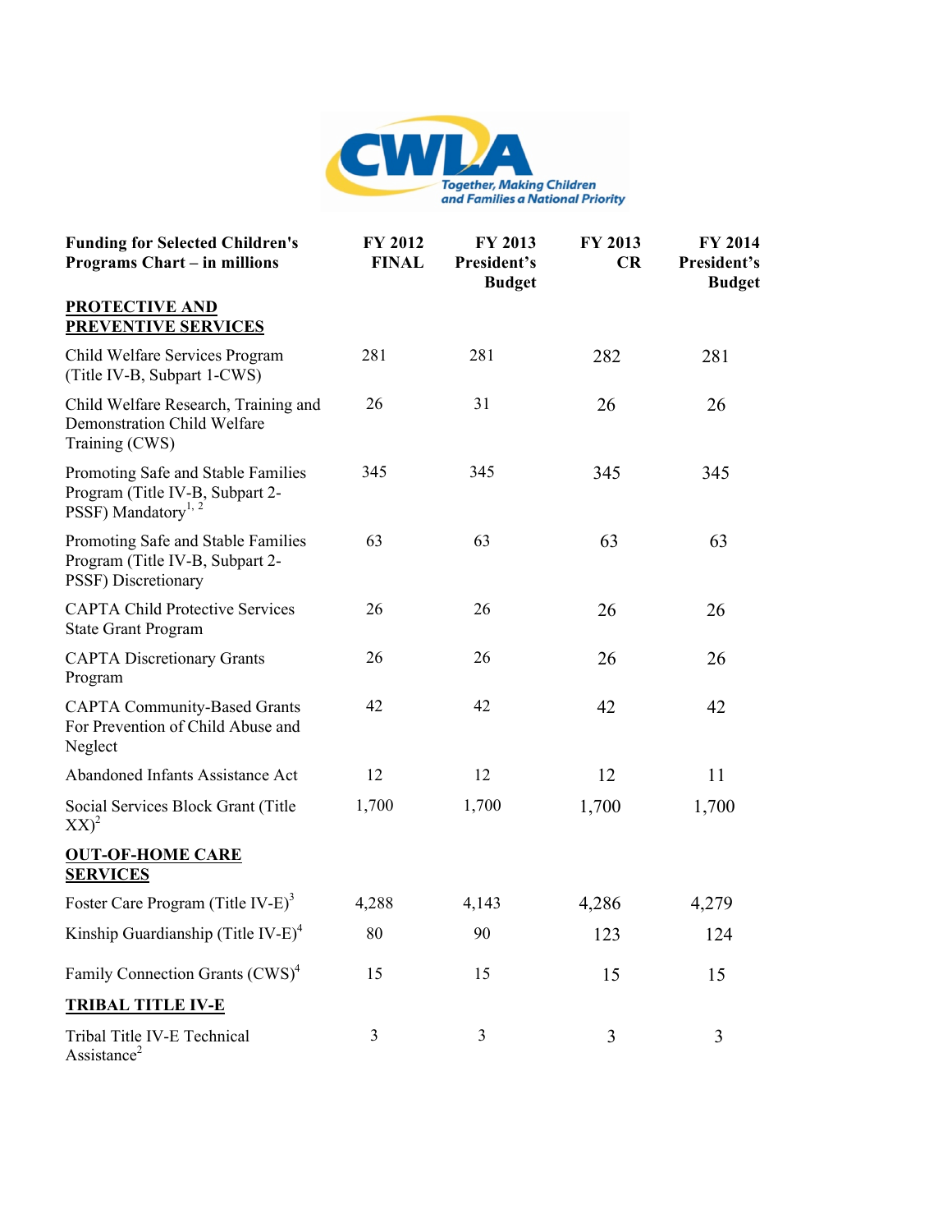CWLA
Together, Making Children and Families a National Priority

| Funding for Selected Children's Programs Chart – in millions | FY 2012 FINAL | FY 2013 President's Budget | FY 2013 CR | FY 2014 President's Budget |
|---|---|---|---|---|
| **PROTECTIVE AND PREVENTIVE SERVICES** | | | | |
| Child Welfare Services Program (Title IV-B, Subpart 1-CWS) | 281 | 281 | 282 | 281 |
| Child Welfare Research, Training and Demonstration Child Welfare Training (CWS) | 26 | 31 | 26 | 26 |
| Promoting Safe and Stable Families Program (Title IV-B, Subpart 2-PSSF) Mandatory[1, 2] | 345 | 345 | 345 | 345 |
| Promoting Safe and Stable Families Program (Title IV-B, Subpart 2-PSSF) Discretionary | 63 | 63 | 63 | 63 |
| CAPTA Child Protective Services State Grant Program | 26 | 26 | 26 | 26 |
| CAPTA Discretionary Grants Program | 26 | 26 | 26 | 26 |
| CAPTA Community-Based Grants For Prevention of Child Abuse and Neglect | 42 | 42 | 42 | 42 |
| Abandoned Infants Assistance Act | 12 | 12 | 12 | 11 |
| Social Services Block Grant (Title XX)[2] | 1,700 | 1,700 | 1,700 | 1,700 |
| **OUT-OF-HOME CARE SERVICES** | | | | |
| Foster Care Program (Title IV-E)[3] | 4,288 | 4,143 | 4,286 | 4,279 |
| Kinship Guardianship (Title IV-E)[4] | 80 | 90 | 123 | 124 |
| Family Connection Grants (CWS)[4] | 15 | 15 | 15 | 15 |
| **TRIBAL TITLE IV-E** | | | | |
| Tribal Title IV-E Technical Assistance[2] | 3 | 3 | 3 | 3 |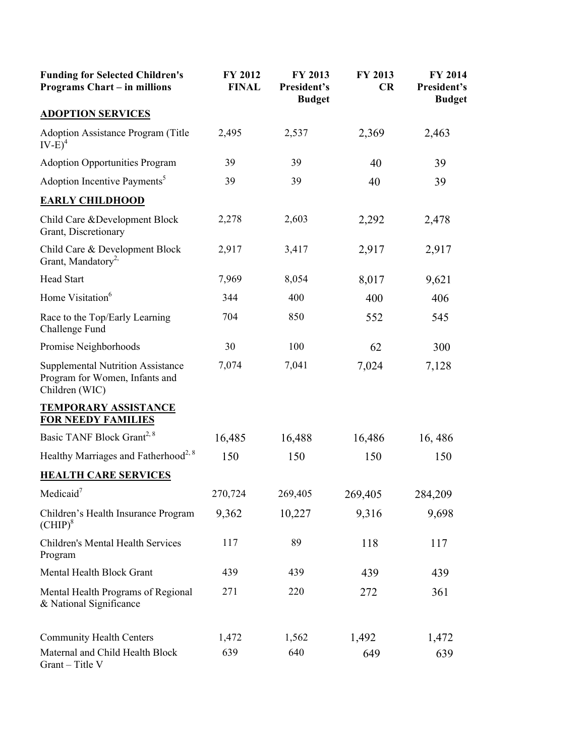| Funding for Selected Children's Programs Chart – in millions | FY 2012 FINAL | FY 2013 President's Budget | FY 2013 CR | FY 2014 President's Budget |
|---|---|---|---|---|
| **ADOPTION SERVICES** | | | | |
| Adoption Assistance Program (Title IV-E)[4] | 2,495 | 2,537 | 2,369 | 2,463 |
| Adoption Opportunities Program | 39 | 39 | 40 | 39 |
| Adoption Incentive Payments[5] | 39 | 39 | 40 | 39 |
| **EARLY CHILDHOOD** | | | | |
| Child Care &Development Block Grant, Discretionary | 2,278 | 2,603 | 2,292 | 2,478 |
| Child Care & Development Block Grant, Mandatory[2,] | 2,917 | 3,417 | 2,917 | 2,917 |
| Head Start | 7,969 | 8,054 | 8,017 | 9,621 |
| Home Visitation[6] | 344 | 400 | 400 | 406 |
| Race to the Top/Early Learning Challenge Fund | 704 | 850 | 552 | 545 |
| Promise Neighborhoods | 30 | 100 | 62 | 300 |
| Supplemental Nutrition Assistance Program for Women, Infants and Children (WIC) | 7,074 | 7,041 | 7,024 | 7,128 |
| **TEMPORARY ASSISTANCE FOR NEEDY FAMILIES** | | | | |
| Basic TANF Block Grant[2, 8] | 16,485 | 16,488 | 16,486 | 16, 486 |
| Healthy Marriages and Fatherhood[2, 8] | 150 | 150 | 150 | 150 |
| **HEALTH CARE SERVICES** | | | | |
| Medicaid[7] | 270,724 | 269,405 | 269,405 | 284,209 |
| Children's Health Insurance Program (CHIP)[8] | 9,362 | 10,227 | 9,316 | 9,698 |
| Children's Mental Health Services Program | 117 | 89 | 118 | 117 |
| Mental Health Block Grant | 439 | 439 | 439 | 439 |
| Mental Health Programs of Regional & National Significance | 271 | 220 | 272 | 361 |
| Community Health Centers | 1,472 | 1,562 | 1,492 | 1,472 |
| Maternal and Child Health Block Grant – Title V | 639 | 640 | 649 | 639 |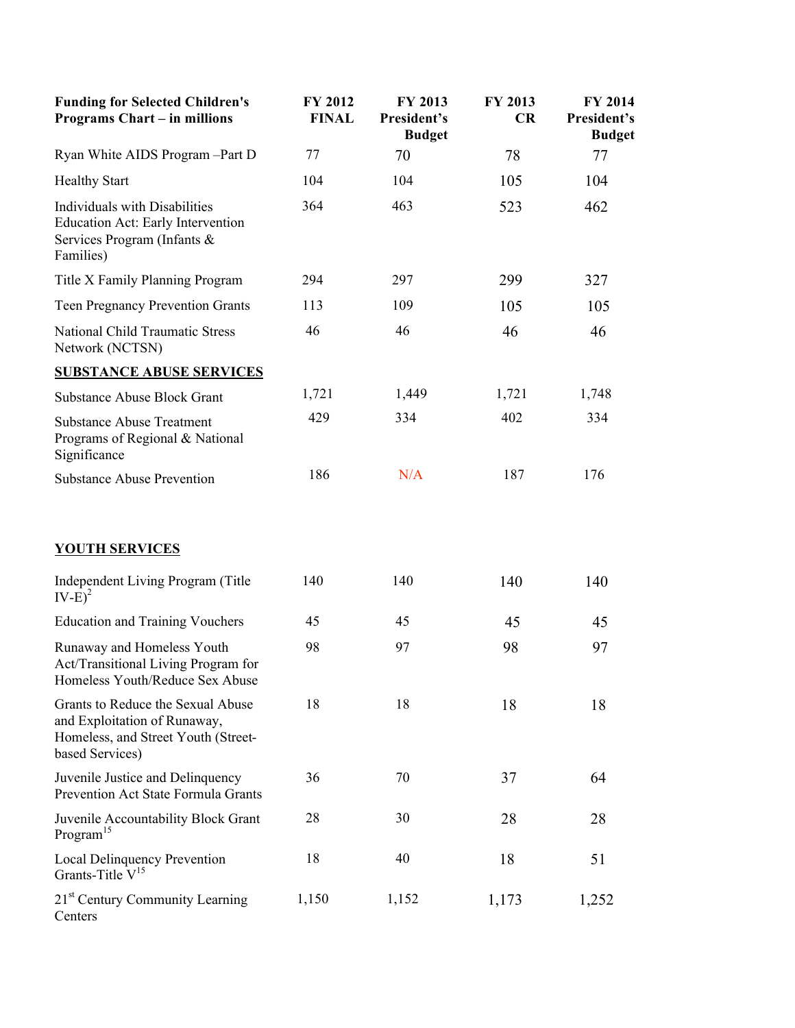| Funding for Selected Children's Programs Chart – in millions | FY 2012 FINAL | FY 2013 President's Budget | FY 2013 CR | FY 2014 President's Budget |
|---|---|---|---|---|
| Ryan White AIDS Program –Part D | 77 | 70 | 78 | 77 |
| Healthy Start | 104 | 104 | 105 | 104 |
| Individuals with Disabilities Education Act: Early Intervention Services Program (Infants & Families) | 364 | 463 | 523 | 462 |
| Title X Family Planning Program | 294 | 297 | 299 | 327 |
| Teen Pregnancy Prevention Grants | 113 | 109 | 105 | 105 |
| National Child Traumatic Stress Network (NCTSN) | 46 | 46 | 46 | 46 |
| **SUBSTANCE ABUSE SERVICES** | | | | |
| Substance Abuse Block Grant | 1,721 | 1,449 | 1,721 | 1,748 |
| Substance Abuse Treatment Programs of Regional & National Significance | 429 | 334 | 402 | 334 |
| Substance Abuse Prevention | 186 | N/A | 187 | 176 |
| **YOUTH SERVICES** | | | | |
| Independent Living Program (Title IV-E)[2] | 140 | 140 | 140 | 140 |
| Education and Training Vouchers | 45 | 45 | 45 | 45 |
| Runaway and Homeless Youth Act/Transitional Living Program for Homeless Youth/Reduce Sex Abuse | 98 | 97 | 98 | 97 |
| Grants to Reduce the Sexual Abuse and Exploitation of Runaway, Homeless, and Street Youth (Street-based Services) | 18 | 18 | 18 | 18 |
| Juvenile Justice and Delinquency Prevention Act State Formula Grants | 36 | 70 | 37 | 64 |
| Juvenile Accountability Block Grant Program[15] | 28 | 30 | 28 | 28 |
| Local Delinquency Prevention Grants-Title V[15] | 18 | 40 | 18 | 51 |
| 21st Century Community Learning Centers | 1,150 | 1,152 | 1,173 | 1,252 |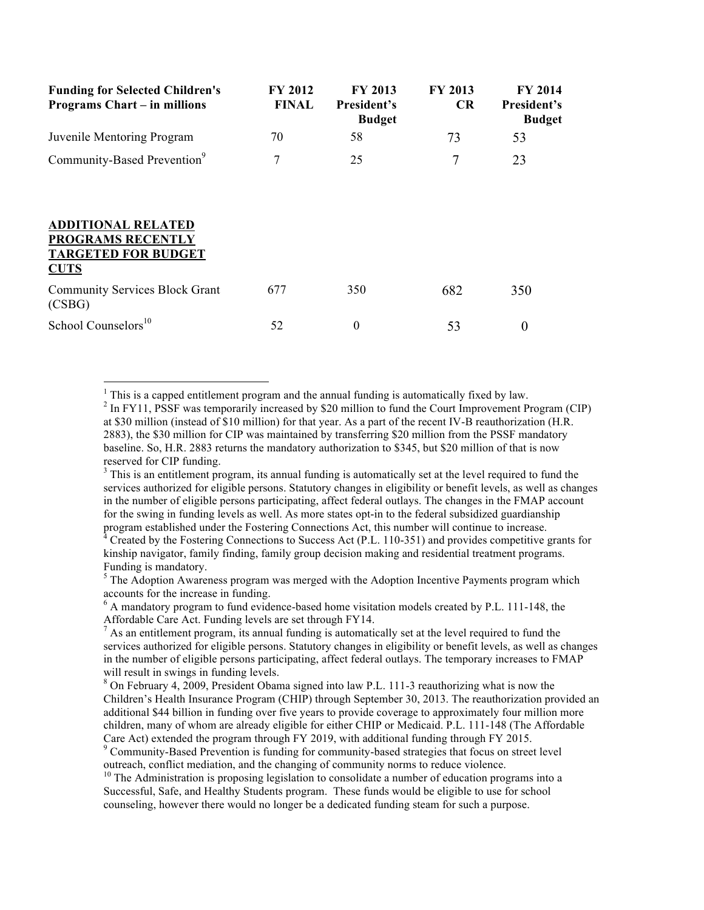| Funding for Selected Children's Programs Chart – in millions | FY 2012 FINAL | FY 2013 President's Budget | FY 2013 CR | FY 2014 President's Budget |
|---|---|---|---|---|
| Juvenile Mentoring Program | 70 | 58 | 73 | 53 |
| Community-Based Prevention[9] | 7 | 25 | 7 | 23 |
| **ADDITIONAL RELATED PROGRAMS RECENTLY TARGETED FOR BUDGET CUTS** | | | | |
| Community Services Block Grant (CSBG) | 677 | 350 | 682 | 350 |
| School Counselors[10] | 52 | 0 | 53 | 0 |

[1] This is a capped entitlement program and the annual funding is automatically fixed by law.

[2] In FY11, PSSF was temporarily increased by $20 million to fund the Court Improvement Program (CIP) at $30 million (instead of $10 million) for that year. As a part of the recent IV-B reauthorization (H.R. 2883), the $30 million for CIP was maintained by transferring $20 million from the PSSF mandatory baseline. So, H.R. 2883 returns the mandatory authorization to $345, but $20 million of that is now reserved for CIP funding.

[3] This is an entitlement program, its annual funding is automatically set at the level required to fund the services authorized for eligible persons. Statutory changes in eligibility or benefit levels, as well as changes in the number of eligible persons participating, affect federal outlays. The changes in the FMAP account for the swing in funding levels as well. As more states opt-in to the federal subsidized guardianship program established under the Fostering Connections Act, this number will continue to increase.

[4] Created by the Fostering Connections to Success Act (P.L. 110-351) and provides competitive grants for kinship navigator, family finding, family group decision making and residential treatment programs. Funding is mandatory.

[5] The Adoption Awareness program was merged with the Adoption Incentive Payments program which accounts for the increase in funding.

[6] A mandatory program to fund evidence-based home visitation models created by P.L. 111-148, the Affordable Care Act. Funding levels are set through FY14.

[7] As an entitlement program, its annual funding is automatically set at the level required to fund the services authorized for eligible persons. Statutory changes in eligibility or benefit levels, as well as changes in the number of eligible persons participating, affect federal outlays. The temporary increases to FMAP will result in swings in funding levels.

[8] On February 4, 2009, President Obama signed into law P.L. 111-3 reauthorizing what is now the Children's Health Insurance Program (CHIP) through September 30, 2013. The reauthorization provided an additional $44 billion in funding over five years to provide coverage to approximately four million more children, many of whom are already eligible for either CHIP or Medicaid. P.L. 111-148 (The Affordable Care Act) extended the program through FY 2019, with additional funding through FY 2015.

[9] Community-Based Prevention is funding for community-based strategies that focus on street level outreach, conflict mediation, and the changing of community norms to reduce violence.

[10] The Administration is proposing legislation to consolidate a number of education programs into a Successful, Safe, and Healthy Students program. These funds would be eligible to use for school counseling, however there would no longer be a dedicated funding steam for such a purpose.